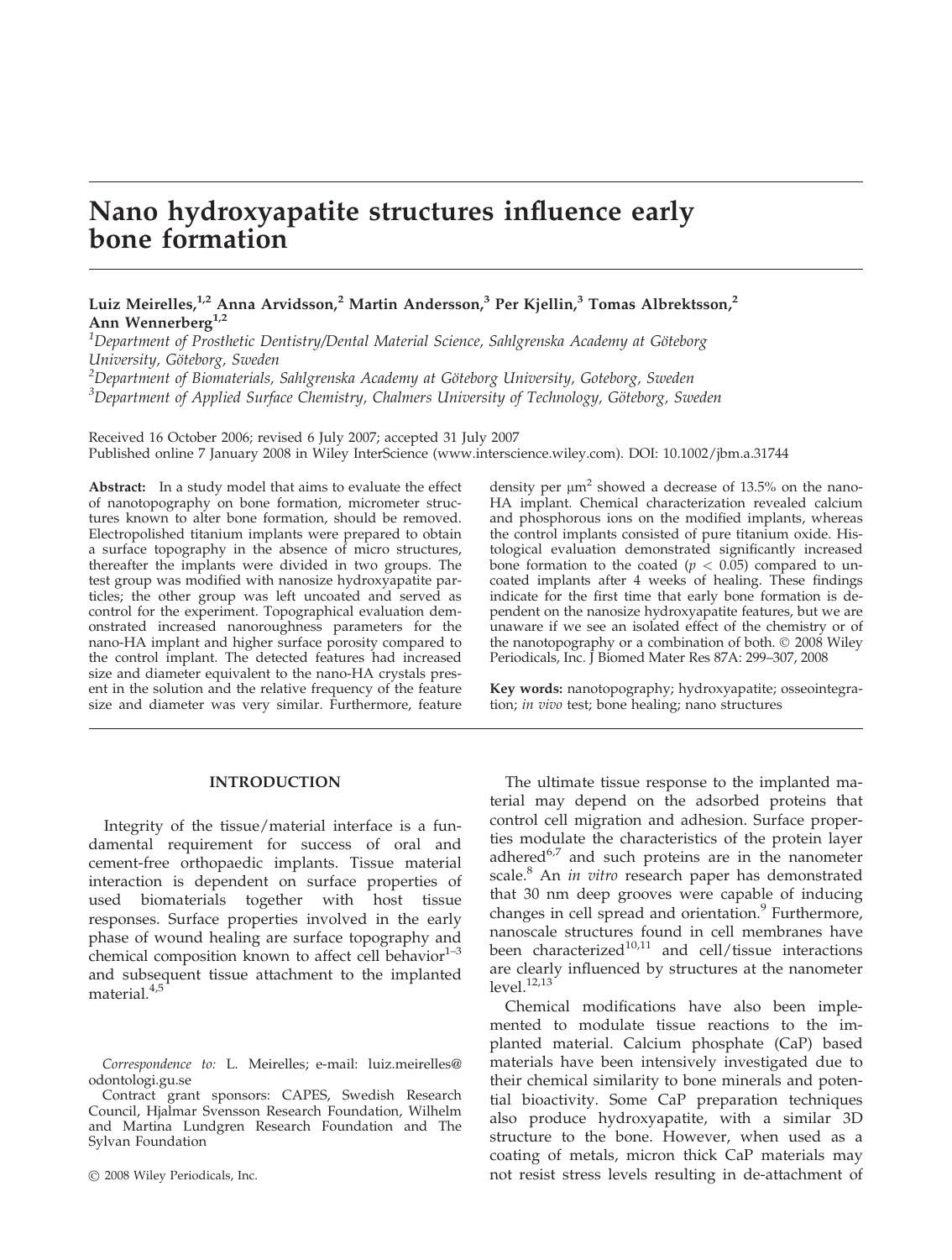# Nano hydroxyapatite structures influence early bone formation

**Luiz Meirelles,[1,2] Anna Arvidsson,[2] Martin Andersson,[3] Per Kjellin,[3] Tomas Albrektsson,[2] Ann Wennerberg[1,2]**

[1]*Department of Prosthetic Dentistry/Dental Material Science, Sahlgrenska Academy at Göteborg University, Göteborg, Sweden*
[2]*Department of Biomaterials, Sahlgrenska Academy at Göteborg University, Goteborg, Sweden*
[3]*Department of Applied Surface Chemistry, Chalmers University of Technology, Göteborg, Sweden*

Received 16 October 2006; revised 6 July 2007; accepted 31 July 2007
Published online 7 January 2008 in Wiley InterScience (www.interscience.wiley.com). DOI: 10.1002/jbm.a.31744

**Abstract:** In a study model that aims to evaluate the effect of nanotopography on bone formation, micrometer structures known to alter bone formation, should be removed. Electropolished titanium implants were prepared to obtain a surface topography in the absence of micro structures, thereafter the implants were divided in two groups. The test group was modified with nanosize hydroxyapatite particles; the other group was left uncoated and served as control for the experiment. Topographical evaluation demonstrated increased nanoroughness parameters for the nano-HA implant and higher surface porosity compared to the control implant. The detected features had increased size and diameter equivalent to the nano-HA crystals present in the solution and the relative frequency of the feature size and diameter was very similar. Furthermore, feature density per $\mu m^2$ showed a decrease of 13.5% on the nano-HA implant. Chemical characterization revealed calcium and phosphorous ions on the modified implants, whereas the control implants consisted of pure titanium oxide. Histological evaluation demonstrated significantly increased bone formation to the coated ($p < 0.05$) compared to uncoated implants after 4 weeks of healing. These findings indicate for the first time that early bone formation is dependent on the nanosize hydroxyapatite features, but we are unaware if we see an isolated effect of the chemistry or of the nanotopography or a combination of both. © 2008 Wiley Periodicals, Inc. J Biomed Mater Res 87A: 299–307, 2008

**Key words:** nanotopography; hydroxyapatite; osseointegration; *in vivo* test; bone healing; nano structures

## INTRODUCTION

Integrity of the tissue/material interface is a fundamental requirement for success of oral and cement-free orthopaedic implants. Tissue material interaction is dependent on surface properties of used biomaterials together with host tissue responses. Surface properties involved in the early phase of wound healing are surface topography and chemical composition known to affect cell behavior[1–3] and subsequent tissue attachment to the implanted material.[4,5]

The ultimate tissue response to the implanted material may depend on the adsorbed proteins that control cell migration and adhesion. Surface properties modulate the characteristics of the protein layer adhered[6,7] and such proteins are in the nanometer scale.[8] An *in vitro* research paper has demonstrated that 30 nm deep grooves were capable of inducing changes in cell spread and orientation.[9] Furthermore, nanoscale structures found in cell membranes have been characterized[10,11] and cell/tissue interactions are clearly influenced by structures at the nanometer level.[12,13]

Chemical modifications have also been implemented to modulate tissue reactions to the implanted material. Calcium phosphate (CaP) based materials have been intensively investigated due to their chemical similarity to bone minerals and potential bioactivity. Some CaP preparation techniques also produce hydroxyapatite, with a similar 3D structure to the bone. However, when used as a coating of metals, micron thick CaP materials may not resist stress levels resulting in de-attachment of

*Correspondence to:* L. Meirelles; e-mail: luiz.meirelles@odontologi.gu.se

Contract grant sponsors: CAPES, Swedish Research Council, Hjalmar Svensson Research Foundation, Wilhelm and Martina Lundgren Research Foundation and The Sylvan Foundation

© 2008 Wiley Periodicals, Inc.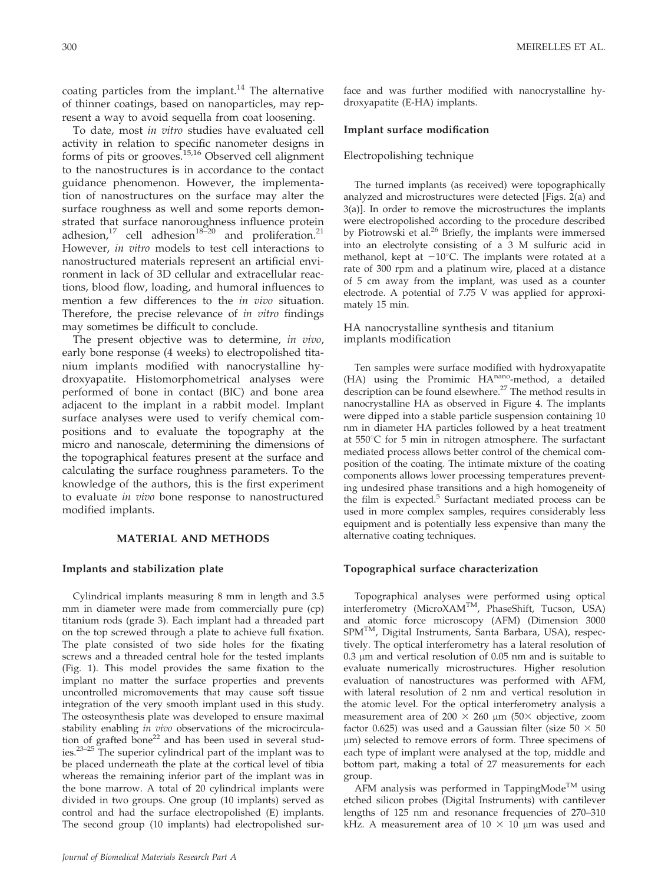coating particles from the implant.[14] The alternative of thinner coatings, based on nanoparticles, may represent a way to avoid sequella from coat loosening.

To date, most *in vitro* studies have evaluated cell activity in relation to specific nanometer designs in forms of pits or grooves.[15,16] Observed cell alignment to the nanostructures is in accordance to the contact guidance phenomenon. However, the implementation of nanostructures on the surface may alter the surface roughness as well and some reports demonstrated that surface nanoroughness influence protein adhesion,[17] cell adhesion[18–20] and proliferation.[21] However, *in vitro* models to test cell interactions to nanostructured materials represent an artificial environment in lack of 3D cellular and extracellular reactions, blood flow, loading, and humoral influences to mention a few differences to the *in vivo* situation. Therefore, the precise relevance of *in vitro* findings may sometimes be difficult to conclude.

The present objective was to determine, *in vivo*, early bone response (4 weeks) to electropolished titanium implants modified with nanocrystalline hydroxyapatite. Histomorphometrical analyses were performed of bone in contact (BIC) and bone area adjacent to the implant in a rabbit model. Implant surface analyses were used to verify chemical compositions and to evaluate the topography at the micro and nanoscale, determining the dimensions of the topographical features present at the surface and calculating the surface roughness parameters. To the knowledge of the authors, this is the first experiment to evaluate *in vivo* bone response to nanostructured modified implants.

## MATERIAL AND METHODS

### Implants and stabilization plate

Cylindrical implants measuring 8 mm in length and 3.5 mm in diameter were made from commercially pure (cp) titanium rods (grade 3). Each implant had a threaded part on the top screwed through a plate to achieve full fixation. The plate consisted of two side holes for the fixating screws and a threaded central hole for the tested implants (Fig. 1). This model provides the same fixation to the implant no matter the surface properties and prevents uncontrolled micromovements that may cause soft tissue integration of the very smooth implant used in this study. The osteosynthesis plate was developed to ensure maximal stability enabling *in vivo* observations of the microcirculation of grafted bone[22] and has been used in several studies.[23–25] The superior cylindrical part of the implant was to be placed underneath the plate at the cortical level of tibia whereas the remaining inferior part of the implant was in the bone marrow. A total of 20 cylindrical implants were divided in two groups. One group (10 implants) served as control and had the surface electropolished (E) implants. The second group (10 implants) had electropolished surface and was further modified with nanocrystalline hydroxyapatite (E-HA) implants.

### Implant surface modification

#### Electropolishing technique

The turned implants (as received) were topographically analyzed and microstructures were detected [Figs. 2(a) and 3(a)]. In order to remove the microstructures the implants were electropolished according to the procedure described by Piotrowski et al.[26] Briefly, the implants were immersed into an electrolyte consisting of a 3 M sulfuric acid in methanol, kept at $-10^{\circ}$C. The implants were rotated at a rate of 300 rpm and a platinum wire, placed at a distance of 5 cm away from the implant, was used as a counter electrode. A potential of 7.75 V was applied for approximately 15 min.

#### HA nanocrystalline synthesis and titanium implants modification

Ten samples were surface modified with hydroxyapatite (HA) using the Promimic HA$^{nano}$-method, a detailed description can be found elsewhere.[27] The method results in nanocrystalline HA as observed in Figure 4. The implants were dipped into a stable particle suspension containing 10 nm in diameter HA particles followed by a heat treatment at 550°C for 5 min in nitrogen atmosphere. The surfactant mediated process allows better control of the chemical composition of the coating. The intimate mixture of the coating components allows lower processing temperatures preventing undesired phase transitions and a high homogeneity of the film is expected.[5] Surfactant mediated process can be used in more complex samples, requires considerably less equipment and is potentially less expensive than many the alternative coating techniques.

### Topographical surface characterization

Topographical analyses were performed using optical interferometry (MicroXAM™, PhaseShift, Tucson, USA) and atomic force microscopy (AFM) (Dimension 3000 SPM™, Digital Instruments, Santa Barbara, USA), respectively. The optical interferometry has a lateral resolution of 0.3 μm and vertical resolution of 0.05 nm and is suitable to evaluate numerically microstructures. Higher resolution evaluation of nanostructures was performed with AFM, with lateral resolution of 2 nm and vertical resolution in the atomic level. For the optical interferometry analysis a measurement area of 200 × 260 μm (50× objective, zoom factor 0.625) was used and a Gaussian filter (size 50 × 50 μm) selected to remove errors of form. Three specimens of each type of implant were analysed at the top, middle and bottom part, making a total of 27 measurements for each group.

AFM analysis was performed in TappingMode™ using etched silicon probes (Digital Instruments) with cantilever lengths of 125 nm and resonance frequencies of 270–310 kHz. A measurement area of 10 × 10 μm was used and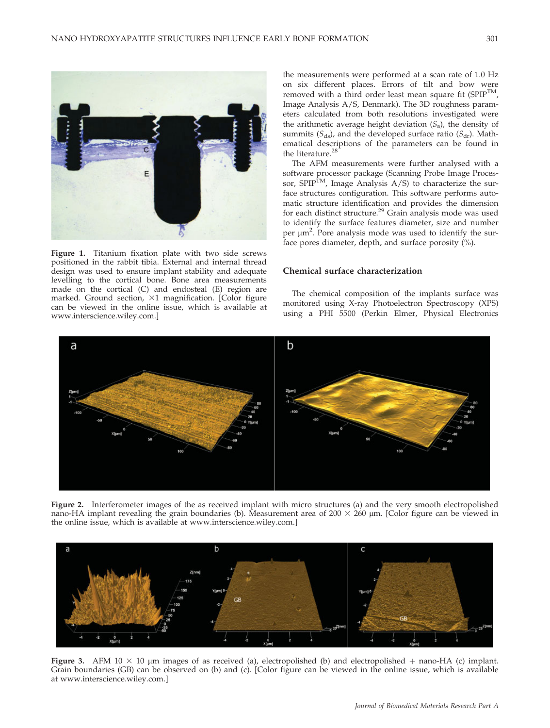Figure 1. Titanium fixation plate with two side screws positioned in the rabbit tibia. External and internal thread design was used to ensure implant stability and adequate levelling to the cortical bone. Bone area measurements made on the cortical (C) and endosteal (E) region are marked. Ground section, ×1 magnification. [Color figure can be viewed in the online issue, which is available at www.interscience.wiley.com.]

the measurements were performed at a scan rate of 1.0 Hz on six different places. Errors of tilt and bow were removed with a third order least mean square fit (SPIP™, Image Analysis A/S, Denmark). The 3D roughness parameters calculated from both resolutions investigated were the arithmetic average height deviation ($S_a$), the density of summits ($S_{ds}$), and the developed surface ratio ($S_{dr}$). Mathematical descriptions of the parameters can be found in the literature.[28]

The AFM measurements were further analysed with a software processor package (Scanning Probe Image Processor, SPIP™, Image Analysis A/S) to characterize the surface structures configuration. This software performs automatic structure identification and provides the dimension for each distinct structure.[29] Grain analysis mode was used to identify the surface features diameter, size and number per μm$^2$. Pore analysis mode was used to identify the surface pores diameter, depth, and surface porosity (%).

## Chemical surface characterization

The chemical composition of the implants surface was monitored using X-ray Photoelectron Spectroscopy (XPS) using a PHI 5500 (Perkin Elmer, Physical Electronics

Figure 2. Interferometer images of the as received implant with micro structures (a) and the very smooth electropolished nano-HA implant revealing the grain boundaries (b). Measurement area of 200 × 260 μm. [Color figure can be viewed in the online issue, which is available at www.interscience.wiley.com.]

Figure 3. AFM 10 × 10 μm images of as received (a), electropolished (b) and electropolished + nano-HA (c) implant. Grain boundaries (GB) can be observed on (b) and (c). [Color figure can be viewed in the online issue, which is available at www.interscience.wiley.com.]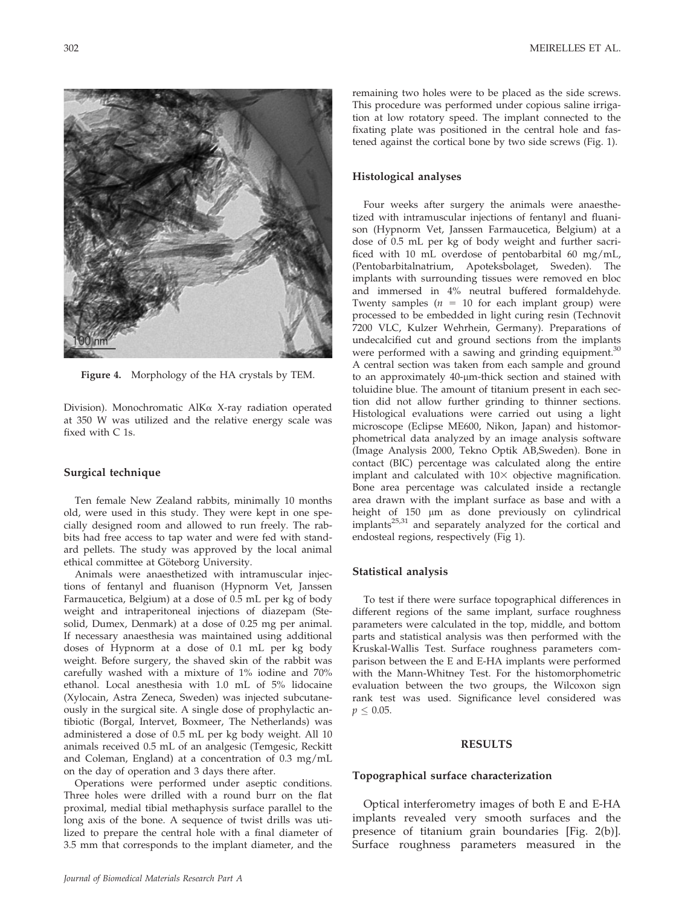Figure 4. Morphology of the HA crystals by TEM.

Division). Monochromatic AlKα X-ray radiation operated at 350 W was utilized and the relative energy scale was fixed with C 1s.

### Surgical technique

Ten female New Zealand rabbits, minimally 10 months old, were used in this study. They were kept in one specially designed room and allowed to run freely. The rabbits had free access to tap water and were fed with standard pellets. The study was approved by the local animal ethical committee at Göteborg University.

Animals were anaesthetized with intramuscular injections of fentanyl and fluanison (Hypnorm Vet, Janssen Farmaucetica, Belgium) at a dose of 0.5 mL per kg of body weight and intraperitoneal injections of diazepam (Stesolid, Dumex, Denmark) at a dose of 0.25 mg per animal. If necessary anaesthesia was maintained using additional doses of Hypnorm at a dose of 0.1 mL per kg body weight. Before surgery, the shaved skin of the rabbit was carefully washed with a mixture of 1% iodine and 70% ethanol. Local anesthesia with 1.0 mL of 5% lidocaine (Xylocain, Astra Zeneca, Sweden) was injected subcutaneously in the surgical site. A single dose of prophylactic antibiotic (Borgal, Intervet, Boxmeer, The Netherlands) was administered a dose of 0.5 mL per kg body weight. All 10 animals received 0.5 mL of an analgesic (Temgesic, Reckitt and Coleman, England) at a concentration of 0.3 mg/mL on the day of operation and 3 days there after.

Operations were performed under aseptic conditions. Three holes were drilled with a round burr on the flat proximal, medial tibial methaphysis surface parallel to the long axis of the bone. A sequence of twist drills was utilized to prepare the central hole with a final diameter of 3.5 mm that corresponds to the implant diameter, and the remaining two holes were to be placed as the side screws. This procedure was performed under copious saline irrigation at low rotatory speed. The implant connected to the fixating plate was positioned in the central hole and fastened against the cortical bone by two side screws (Fig. 1).

### Histological analyses

Four weeks after surgery the animals were anaesthetized with intramuscular injections of fentanyl and fluanison (Hypnorm Vet, Janssen Farmaucetica, Belgium) at a dose of 0.5 mL per kg of body weight and further sacrificed with 10 mL overdose of pentobarbital 60 mg/mL, (Pentobarbitalnatrium, Apoteksbolaget, Sweden). The implants with surrounding tissues were removed en bloc and immersed in 4% neutral buffered formaldehyde. Twenty samples ($n = 10$ for each implant group) were processed to be embedded in light curing resin (Technovit 7200 VLC, Kulzer Wehrhein, Germany). Preparations of undecalcified cut and ground sections from the implants were performed with a sawing and grinding equipment.[30] A central section was taken from each sample and ground to an approximately 40-μm-thick section and stained with toluidine blue. The amount of titanium present in each section did not allow further grinding to thinner sections. Histological evaluations were carried out using a light microscope (Eclipse ME600, Nikon, Japan) and histomorphometrical data analyzed by an image analysis software (Image Analysis 2000, Tekno Optik AB,Sweden). Bone in contact (BIC) percentage was calculated along the entire implant and calculated with 10× objective magnification. Bone area percentage was calculated inside a rectangle area drawn with the implant surface as base and with a height of 150 μm as done previously on cylindrical implants[25,31] and separately analyzed for the cortical and endosteal regions, respectively (Fig 1).

### Statistical analysis

To test if there were surface topographical differences in different regions of the same implant, surface roughness parameters were calculated in the top, middle, and bottom parts and statistical analysis was then performed with the Kruskal-Wallis Test. Surface roughness parameters comparison between the E and E-HA implants were performed with the Mann-Whitney Test. For the histomorphometric evaluation between the two groups, the Wilcoxon sign rank test was used. Significance level considered was $p \leq 0.05$.

## RESULTS

### Topographical surface characterization

Optical interferometry images of both E and E-HA implants revealed very smooth surfaces and the presence of titanium grain boundaries [Fig. 2(b)]. Surface roughness parameters measured in the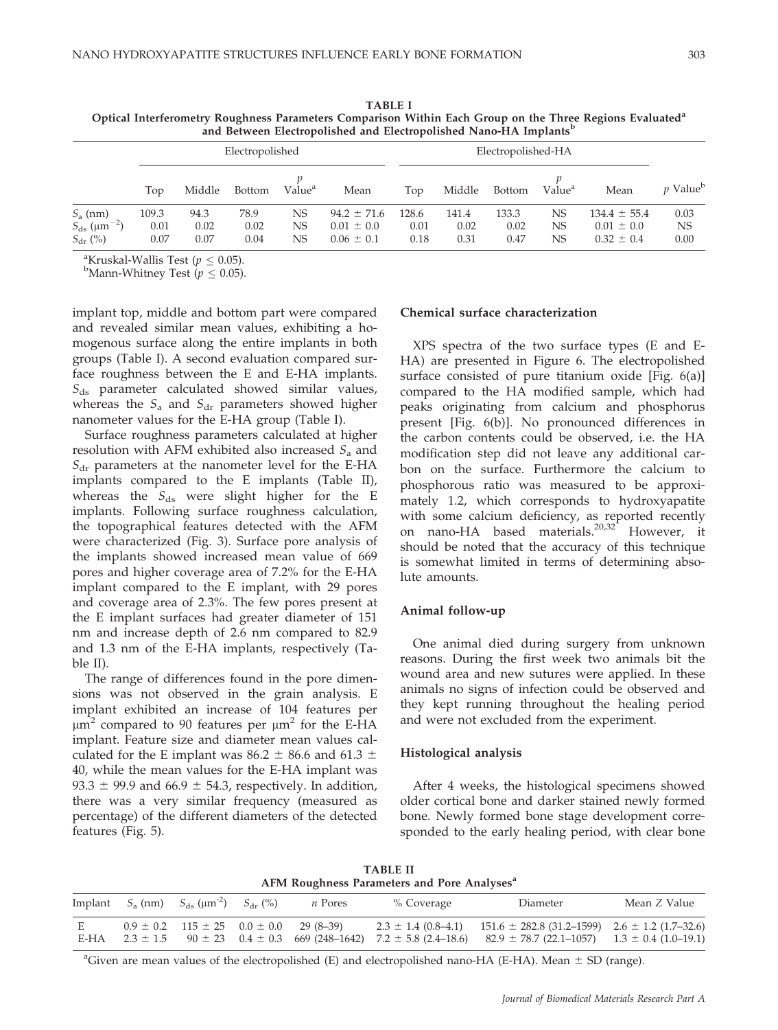**TABLE I**
**Optical Interferometry Roughness Parameters Comparison Within Each Group on the Three Regions Evaluated[a] and Between Electropolished and Electropolished Nano-HA Implants[b]**

| | Electropolished | | | | | Electropolished-HA | | | | | |
|---|---|---|---|---|---|---|---|---|---|---|---|
| | Top | Middle | Bottom | $p$ Value[a] | Mean | Top | Middle | Bottom | $p$ Value[a] | Mean | $p$ Value[b] |
| $S_a$ (nm) | 109.3 | 94.3 | 78.9 | NS | $94.2 \pm 71.6$ | 128.6 | 141.4 | 133.3 | NS | $134.4 \pm 55.4$ | 0.03 |
| $S_{ds}$ ($\mu m^{-2}$) | 0.01 | 0.02 | 0.02 | NS | $0.01 \pm 0.0$ | 0.01 | 0.02 | 0.02 | NS | $0.01 \pm 0.0$ | NS |
| $S_{dr}$ (%) | 0.07 | 0.07 | 0.04 | NS | $0.06 \pm 0.1$ | 0.18 | 0.31 | 0.47 | NS | $0.32 \pm 0.4$ | 0.00 |

[a]Kruskal-Wallis Test ($p \leq 0.05$).
[b]Mann-Whitney Test ($p \leq 0.05$).

implant top, middle and bottom part were compared and revealed similar mean values, exhibiting a homogenous surface along the entire implants in both groups (Table I). A second evaluation compared surface roughness between the E and E-HA implants. $S_{ds}$ parameter calculated showed similar values, whereas the $S_a$ and $S_{dr}$ parameters showed higher nanometer values for the E-HA group (Table I).

Surface roughness parameters calculated at higher resolution with AFM exhibited also increased $S_a$ and $S_{dr}$ parameters at the nanometer level for the E-HA implants compared to the E implants (Table II), whereas the $S_{ds}$ were slight higher for the E implants. Following surface roughness calculation, the topographical features detected with the AFM were characterized (Fig. 3). Surface pore analysis of the implants showed increased mean value of 669 pores and higher coverage area of 7.2% for the E-HA implant compared to the E implant, with 29 pores and coverage area of 2.3%. The few pores present at the E implant surfaces had greater diameter of 151 nm and increase depth of 2.6 nm compared to 82.9 and 1.3 nm of the E-HA implants, respectively (Table II).

The range of differences found in the pore dimensions was not observed in the grain analysis. E implant exhibited an increase of 104 features per $\mu m^2$ compared to 90 features per $\mu m^2$ for the E-HA implant. Feature size and diameter mean values calculated for the E implant was $86.2 \pm 86.6$ and $61.3 \pm 40$, while the mean values for the E-HA implant was $93.3 \pm 99.9$ and $66.9 \pm 54.3$, respectively. In addition, there was a very similar frequency (measured as percentage) of the different diameters of the detected features (Fig. 5).

### Chemical surface characterization

XPS spectra of the two surface types (E and E-HA) are presented in Figure 6. The electropolished surface consisted of pure titanium oxide [Fig. 6(a)] compared to the HA modified sample, which had peaks originating from calcium and phosphorus present [Fig. 6(b)]. No pronounced differences in the carbon contents could be observed, i.e. the HA modification step did not leave any additional carbon on the surface. Furthermore the calcium to phosphorous ratio was measured to be approximately 1.2, which corresponds to hydroxyapatite with some calcium deficiency, as reported recently on nano-HA based materials.[20,32] However, it should be noted that the accuracy of this technique is somewhat limited in terms of determining absolute amounts.

### Animal follow-up

One animal died during surgery from unknown reasons. During the first week two animals bit the wound area and new sutures were applied. In these animals no signs of infection could be observed and they kept running throughout the healing period and were not excluded from the experiment.

### Histological analysis

After 4 weeks, the histological specimens showed older cortical bone and darker stained newly formed bone. Newly formed bone stage development corresponded to the early healing period, with clear bone

**TABLE II**
**AFM Roughness Parameters and Pore Analyses[a]**

| Implant | $S_a$ (nm) | $S_{ds}$ ($\mu m^{-2}$) | $S_{dr}$ (%) | $n$ Pores | % Coverage | Diameter | Mean $Z$ Value |
|---|---|---|---|---|---|---|---|
| E | $0.9 \pm 0.2$ | $115 \pm 25$ | $0.0 \pm 0.0$ | 29 (8–39) | $2.3 \pm 1.4$ (0.8–4.1) | $151.6 \pm 282.8$ (31.2–1599) | $2.6 \pm 1.2$ (1.7–32.6) |
| E-HA | $2.3 \pm 1.5$ | $90 \pm 23$ | $0.4 \pm 0.3$ | 669 (248–1642) | $7.2 \pm 5.8$ (2.4–18.6) | $82.9 \pm 78.7$ (22.1–1057) | $1.3 \pm 0.4$ (1.0–19.1) |

[a]Given are mean values of the electropolished (E) and electropolished nano-HA (E-HA). Mean $\pm$ SD (range).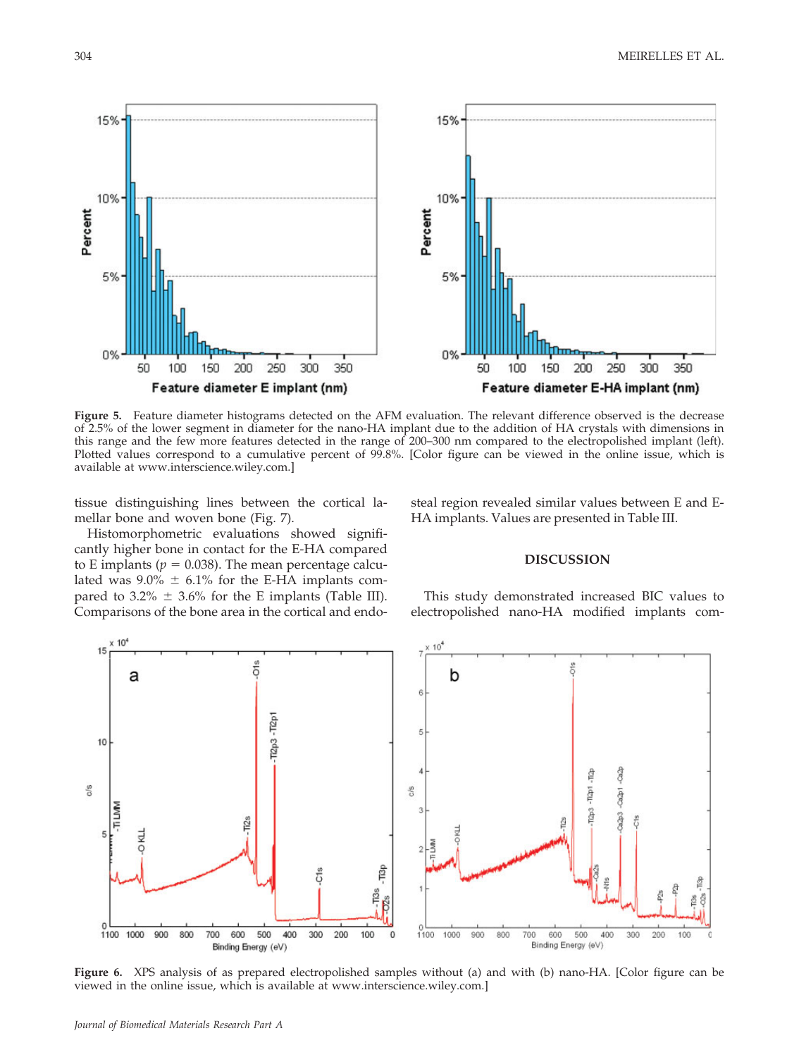Figure 5. Feature diameter histograms detected on the AFM evaluation. The relevant difference observed is the decrease of 2.5% of the lower segment in diameter for the nano-HA implant due to the addition of HA crystals with dimensions in this range and the few more features detected in the range of 200–300 nm compared to the electropolished implant (left). Plotted values correspond to a cumulative percent of 99.8%. [Color figure can be viewed in the online issue, which is available at www.interscience.wiley.com.]

tissue distinguishing lines between the cortical lamellar bone and woven bone (Fig. 7).

Histomorphometric evaluations showed significantly higher bone in contact for the E-HA compared to E implants ($p = 0.038$). The mean percentage calculated was 9.0% ± 6.1% for the E-HA implants compared to 3.2% ± 3.6% for the E implants (Table III). Comparisons of the bone area in the cortical and endosteal region revealed similar values between E and E-HA implants. Values are presented in Table III.

## DISCUSSION

This study demonstrated increased BIC values to electropolished nano-HA modified implants com-

Figure 6. XPS analysis of as prepared electropolished samples without (a) and with (b) nano-HA. [Color figure can be viewed in the online issue, which is available at www.interscience.wiley.com.]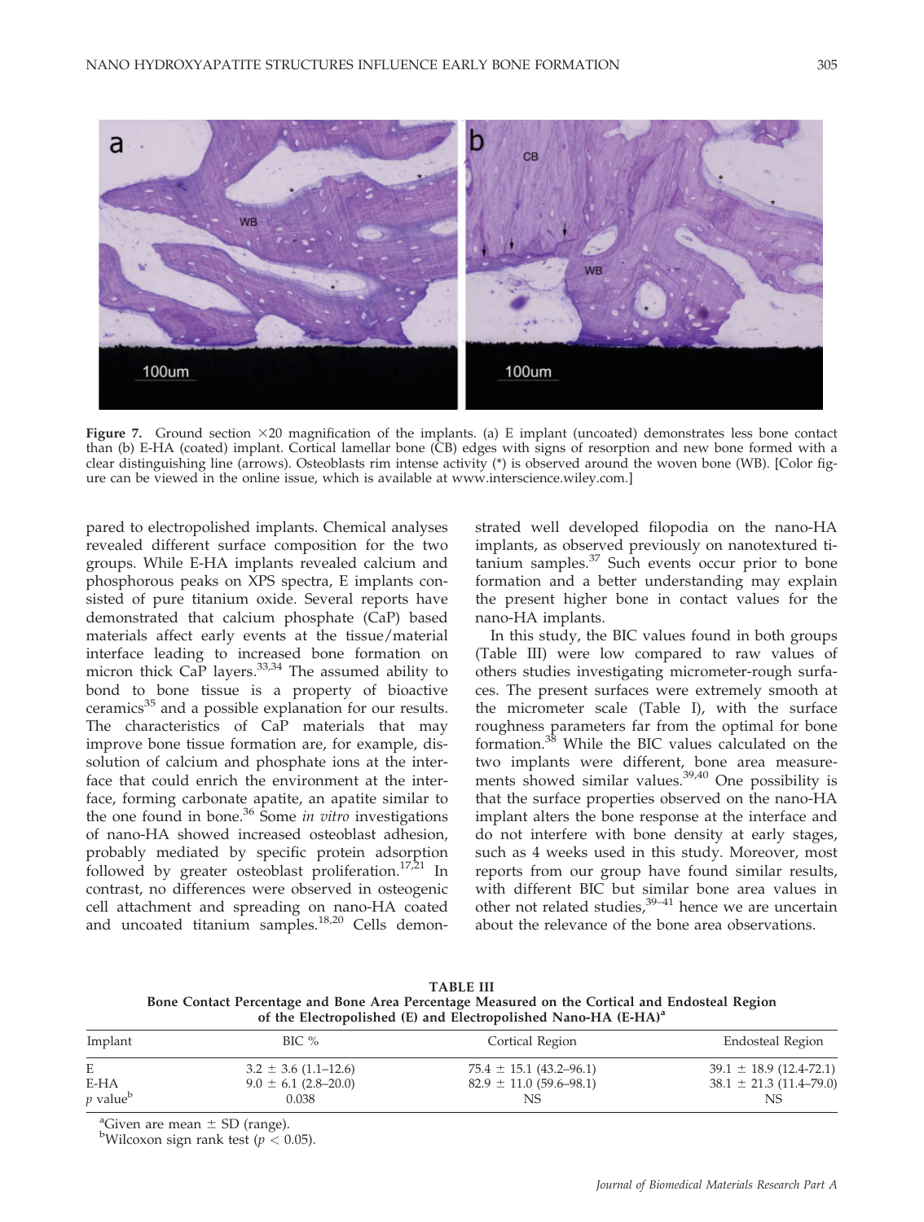**Figure 7.** Ground section ×20 magnification of the implants. (a) E implant (uncoated) demonstrates less bone contact than (b) E-HA (coated) implant. Cortical lamellar bone (CB) edges with signs of resorption and new bone formed with a clear distinguishing line (arrows). Osteoblasts rim intense activity (*) is observed around the woven bone (WB). [Color figure can be viewed in the online issue, which is available at www.interscience.wiley.com.]

pared to electropolished implants. Chemical analyses revealed different surface composition for the two groups. While E-HA implants revealed calcium and phosphorous peaks on XPS spectra, E implants consisted of pure titanium oxide. Several reports have demonstrated that calcium phosphate (CaP) based materials affect early events at the tissue/material interface leading to increased bone formation on micron thick CaP layers.[33,34] The assumed ability to bond to bone tissue is a property of bioactive ceramics[35] and a possible explanation for our results. The characteristics of CaP materials that may improve bone tissue formation are, for example, dissolution of calcium and phosphate ions at the interface that could enrich the environment at the interface, forming carbonate apatite, an apatite similar to the one found in bone.[36] Some *in vitro* investigations of nano-HA showed increased osteoblast adhesion, probably mediated by specific protein adsorption followed by greater osteoblast proliferation.[17,21] In contrast, no differences were observed in osteogenic cell attachment and spreading on nano-HA coated and uncoated titanium samples.[18,20] Cells demonstrated well developed filopodia on the nano-HA implants, as observed previously on nanotextured titanium samples.[37] Such events occur prior to bone formation and a better understanding may explain the present higher bone in contact values for the nano-HA implants.

In this study, the BIC values found in both groups (Table III) were low compared to raw values of others studies investigating micrometer-rough surfaces. The present surfaces were extremely smooth at the micrometer scale (Table I), with the surface roughness parameters far from the optimal for bone formation.[38] While the BIC values calculated on the two implants were different, bone area measurements showed similar values.[39,40] One possibility is that the surface properties observed on the nano-HA implant alters the bone response at the interface and do not interfere with bone density at early stages, such as 4 weeks used in this study. Moreover, most reports from our group have found similar results, with different BIC but similar bone area values in other not related studies,[39–41] hence we are uncertain about the relevance of the bone area observations.

**TABLE III**
**Bone Contact Percentage and Bone Area Percentage Measured on the Cortical and Endosteal Region of the Electropolished (E) and Electropolished Nano-HA (E-HA)[a]**

| Implant | BIC % | Cortical Region | Endosteal Region |
|---|---|---|---|
| E | 3.2 ± 3.6 (1.1–12.6) | 75.4 ± 15.1 (43.2–96.1) | 39.1 ± 18.9 (12.4-72.1) |
| E-HA | 9.0 ± 6.1 (2.8–20.0) | 82.9 ± 11.0 (59.6–98.1) | 38.1 ± 21.3 (11.4–79.0) |
| *p* value[b] | 0.038 | NS | NS |

[a]Given are mean ± SD (range).
[b]Wilcoxon sign rank test ($p < 0.05$).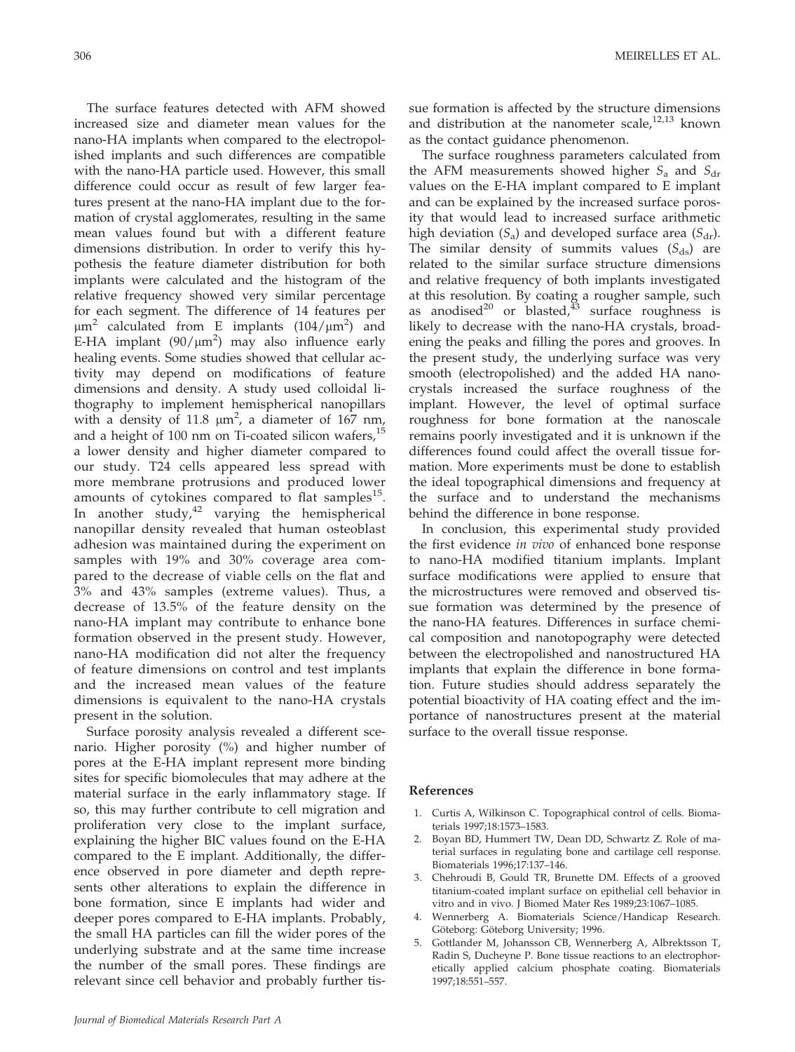The surface features detected with AFM showed increased size and diameter mean values for the nano-HA implants when compared to the electropolished implants and such differences are compatible with the nano-HA particle used. However, this small difference could occur as result of few larger features present at the nano-HA implant due to the formation of crystal agglomerates, resulting in the same mean values found but with a different feature dimensions distribution. In order to verify this hypothesis the feature diameter distribution for both implants were calculated and the histogram of the relative frequency showed very similar percentage for each segment. The difference of 14 features per $\mu m^2$ calculated from E implants ($104/\mu m^2$) and E-HA implant ($90/\mu m^2$) may also influence early healing events. Some studies showed that cellular activity may depend on modifications of feature dimensions and density. A study used colloidal lithography to implement hemispherical nanopillars with a density of 11.8 $\mu m^2$, a diameter of 167 nm, and a height of 100 nm on Ti-coated silicon wafers,[15] a lower density and higher diameter compared to our study. T24 cells appeared less spread with more membrane protrusions and produced lower amounts of cytokines compared to flat samples[15]. In another study,[42] varying the hemispherical nanopillar density revealed that human osteoblast adhesion was maintained during the experiment on samples with 19% and 30% coverage area compared to the decrease of viable cells on the flat and 3% and 43% samples (extreme values). Thus, a decrease of 13.5% of the feature density on the nano-HA implant may contribute to enhance bone formation observed in the present study. However, nano-HA modification did not alter the frequency of feature dimensions on control and test implants and the increased mean values of the feature dimensions is equivalent to the nano-HA crystals present in the solution.

Surface porosity analysis revealed a different scenario. Higher porosity (%) and higher number of pores at the E-HA implant represent more binding sites for specific biomolecules that may adhere at the material surface in the early inflammatory stage. If so, this may further contribute to cell migration and proliferation very close to the implant surface, explaining the higher BIC values found on the E-HA compared to the E implant. Additionally, the difference observed in pore diameter and depth represents other alterations to explain the difference in bone formation, since E implants had wider and deeper pores compared to E-HA implants. Probably, the small HA particles can fill the wider pores of the underlying substrate and at the same time increase the number of the small pores. These findings are relevant since cell behavior and probably further tissue formation is affected by the structure dimensions and distribution at the nanometer scale,[12,13] known as the contact guidance phenomenon.

The surface roughness parameters calculated from the AFM measurements showed higher $S_a$ and $S_{dr}$ values on the E-HA implant compared to E implant and can be explained by the increased surface porosity that would lead to increased surface arithmetic high deviation ($S_a$) and developed surface area ($S_{dr}$). The similar density of summits values ($S_{ds}$) are related to the similar surface structure dimensions and relative frequency of both implants investigated at this resolution. By coating a rougher sample, such as anodised[20] or blasted,[43] surface roughness is likely to decrease with the nano-HA crystals, broadening the peaks and filling the pores and grooves. In the present study, the underlying surface was very smooth (electropolished) and the added HA nanocrystals increased the surface roughness of the implant. However, the level of optimal surface roughness for bone formation at the nanoscale remains poorly investigated and it is unknown if the differences found could affect the overall tissue formation. More experiments must be done to establish the ideal topographical dimensions and frequency at the surface and to understand the mechanisms behind the difference in bone response.

In conclusion, this experimental study provided the first evidence *in vivo* of enhanced bone response to nano-HA modified titanium implants. Implant surface modifications were applied to ensure that the microstructures were removed and observed tissue formation was determined by the presence of the nano-HA features. Differences in surface chemical composition and nanotopography were detected between the electropolished and nanostructured HA implants that explain the difference in bone formation. Future studies should address separately the potential bioactivity of HA coating effect and the importance of nanostructures present at the material surface to the overall tissue response.

## References

1. Curtis A, Wilkinson C. Topographical control of cells. Biomaterials 1997;18:1573–1583.
2. Boyan BD, Hummert TW, Dean DD, Schwartz Z. Role of material surfaces in regulating bone and cartilage cell response. Biomaterials 1996;17:137–146.
3. Chehroudi B, Gould TR, Brunette DM. Effects of a grooved titanium-coated implant surface on epithelial cell behavior in vitro and in vivo. J Biomed Mater Res 1989;23:1067–1085.
4. Wennerberg A. Biomaterials Science/Handicap Research. Göteborg: Göteborg University; 1996.
5. Gottlander M, Johansson CB, Wennerberg A, Albrektsson T, Radin S, Ducheyne P. Bone tissue reactions to an electrophoretically applied calcium phosphate coating. Biomaterials 1997;18:551–557.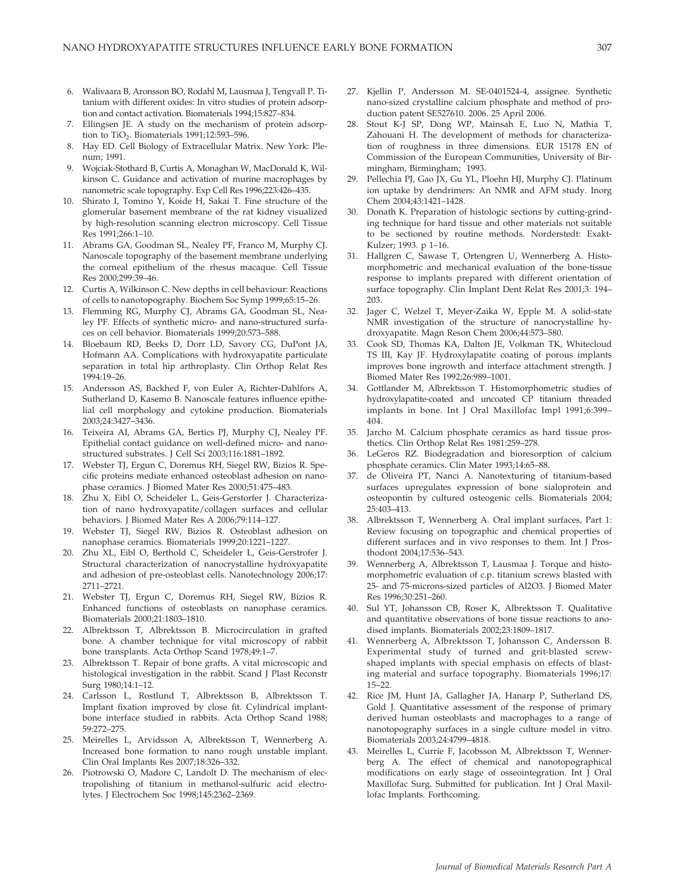6. Walivaara B, Aronsson BO, Rodahl M, Lausmaa J, Tengvall P. Titanium with different oxides: In vitro studies of protein adsorption and contact activation. Biomaterials 1994;15:827–834.
7. Ellingsen JE. A study on the mechanism of protein adsorption to $TiO_2$. Biomaterials 1991;12:593–596.
8. Hay ED. Cell Biology of Extracellular Matrix. New York: Plenum; 1991.
9. Wojciak-Stothard B, Curtis A, Monaghan W, MacDonald K, Wilkinson C. Guidance and activation of murine macrophages by nanometric scale topography. Exp Cell Res 1996;223:426–435.
10. Shirato I, Tomino Y, Koide H, Sakai T. Fine structure of the glomerular basement membrane of the rat kidney visualized by high-resolution scanning electron microscopy. Cell Tissue Res 1991;266:1–10.
11. Abrams GA, Goodman SL, Nealey PF, Franco M, Murphy CJ. Nanoscale topography of the basement membrane underlying the corneal epithelium of the rhesus macaque. Cell Tissue Res 2000;299:39–46.
12. Curtis A, Wilkinson C. New depths in cell behaviour: Reactions of cells to nanotopography. Biochem Soc Symp 1999;65:15–26.
13. Flemming RG, Murphy CJ, Abrams GA, Goodman SL, Nealey PF. Effects of synthetic micro- and nano-structured surfaces on cell behavior. Biomaterials 1999;20:573–588.
14. Bloebaum RD, Beeks D, Dorr LD, Savory CG, DuPont JA, Hofmann AA. Complications with hydroxyapatite particulate separation in total hip arthroplasty. Clin Orthop Relat Res 1994:19–26.
15. Andersson AS, Backhed F, von Euler A, Richter-Dahlfors A, Sutherland D, Kasemo B. Nanoscale features influence epithelial cell morphology and cytokine production. Biomaterials 2003;24:3427–3436.
16. Teixeira AI, Abrams GA, Bertics PJ, Murphy CJ, Nealey PF. Epithelial contact guidance on well-defined micro- and nanostructured substrates. J Cell Sci 2003;116:1881–1892.
17. Webster TJ, Ergun C, Doremus RH, Siegel RW, Bizios R. Specific proteins mediate enhanced osteoblast adhesion on nanophase ceramics. J Biomed Mater Res 2000;51:475–483.
18. Zhu X, Eibl O, Scheideler L, Geis-Gerstorfer J. Characterization of nano hydroxyapatite/collagen surfaces and cellular behaviors. J Biomed Mater Res A 2006;79:114–127.
19. Webster TJ, Siegel RW, Bizios R. Osteoblast adhesion on nanophase ceramics. Biomaterials 1999;20:1221–1227.
20. Zhu XL, Eibl O, Berthold C, Scheideler L, Geis-Gerstrofer J. Structural characterization of nanocrystalline hydroxyapatite and adhesion of pre-osteoblast cells. Nanotechnology 2006;17: 2711–2721.
21. Webster TJ, Ergun C, Doremus RH, Siegel RW, Bizios R. Enhanced functions of osteoblasts on nanophase ceramics. Biomaterials 2000;21:1803–1810.
22. Albrektsson T, Albrektsson B. Microcirculation in grafted bone. A chamber technique for vital microscopy of rabbit bone transplants. Acta Orthop Scand 1978;49:1–7.
23. Albrektsson T. Repair of bone grafts. A vital microscopic and histological investigation in the rabbit. Scand J Plast Reconstr Surg 1980;14:1–12.
24. Carlsson L, Rostlund T, Albrektsson B, Albrektsson T. Implant fixation improved by close fit. Cylindrical implant-bone interface studied in rabbits. Acta Orthop Scand 1988; 59:272–275.
25. Meirelles L, Arvidsson A, Albrektsson T, Wennerberg A. Increased bone formation to nano rough unstable implant. Clin Oral Implants Res 2007;18:326–332.
26. Piotrowski O, Madore C, Landolt D. The mechanism of electropolishing of titanium in methanol-sulfuric acid electrolytes. J Electrochem Soc 1998;145:2362–2369.
27. Kjellin P, Andersson M. SE-0401524-4, assignee. Synthetic nano-sized crystalline calcium phosphate and method of production patent SE527610. 2006. 25 April 2006.
28. Stout K-J SP, Dong WP, Mainsah E, Luo N, Mathia T, Zahouani H. The development of methods for characterization of roughness in three dimensions. EUR 15178 EN of Commission of the European Communities, University of Birmingham, Birmingham; 1993.
29. Pellechia PJ, Gao JX, Gu YL, Ploehn HJ, Murphy CJ. Platinum ion uptake by dendrimers: An NMR and AFM study. Inorg Chem 2004;43:1421–1428.
30. Donath K. Preparation of histologic sections by cutting-grinding technique for hard tissue and other materials not suitable to be sectioned by routine methods. Norderstedt: Exakt-Kulzer; 1993. p 1–16.
31. Hallgren C, Sawase T, Ortengren U, Wennerberg A. Histomorphometric and mechanical evaluation of the bone-tissue response to implants prepared with different orientation of surface topography. Clin Implant Dent Relat Res 2001;3: 194–203.
32. Jager C, Welzel T, Meyer-Zaika W, Epple M. A solid-state NMR investigation of the structure of nanocrystalline hydroxyapatite. Magn Reson Chem 2006;44:573–580.
33. Cook SD, Thomas KA, Dalton JE, Volkman TK, Whitecloud TS III, Kay JF. Hydroxylapatite coating of porous implants improves bone ingrowth and interface attachment strength. J Biomed Mater Res 1992;26:989–1001.
34. Gottlander M, Albrektsson T. Histomorphometric studies of hydroxylapatite-coated and uncoated CP titanium threaded implants in bone. Int J Oral Maxillofac Impl 1991;6:399–404.
35. Jarcho M. Calcium phosphate ceramics as hard tissue prosthetics. Clin Orthop Relat Res 1981:259–278.
36. LeGeros RZ. Biodegradation and bioresorption of calcium phosphate ceramics. Clin Mater 1993;14:65–88.
37. de Oliveira PT, Nanci A. Nanotexturing of titanium-based surfaces upregulates expression of bone sialoprotein and osteopontin by cultured osteogenic cells. Biomaterials 2004; 25:403–413.
38. Albrektsson T, Wennerberg A. Oral implant surfaces, Part 1: Review focusing on topographic and chemical properties of different surfaces and in vivo responses to them. Int J Prosthodont 2004;17:536–543.
39. Wennerberg A, Albrektsson T, Lausmaa J. Torque and histomorphometric evaluation of c.p. titanium screws blasted with 25- and 75-microns-sized particles of Al2O3. J Biomed Mater Res 1996;30:251–260.
40. Sul YT, Johansson CB, Roser K, Albrektsson T. Qualitative and quantitative observations of bone tissue reactions to anodised implants. Biomaterials 2002;23:1809–1817.
41. Wennerberg A, Albrektsson T, Johansson C, Andersson B. Experimental study of turned and grit-blasted screw-shaped implants with special emphasis on effects of blasting material and surface topography. Biomaterials 1996;17: 15–22.
42. Rice JM, Hunt JA, Gallagher JA, Hanarp P, Sutherland DS, Gold J. Quantitative assessment of the response of primary derived human osteoblasts and macrophages to a range of nanotopography surfaces in a single culture model in vitro. Biomaterials 2003;24:4799–4818.
43. Meirelles L, Currie F, Jacobsson M, Albrektsson T, Wennerberg A. The effect of chemical and nanotopographical modifications on early stage of osseointegration. Int J Oral Maxillofac Surg. Submitted for publication. Int J Oral Maxillofac Implants. Forthcoming.